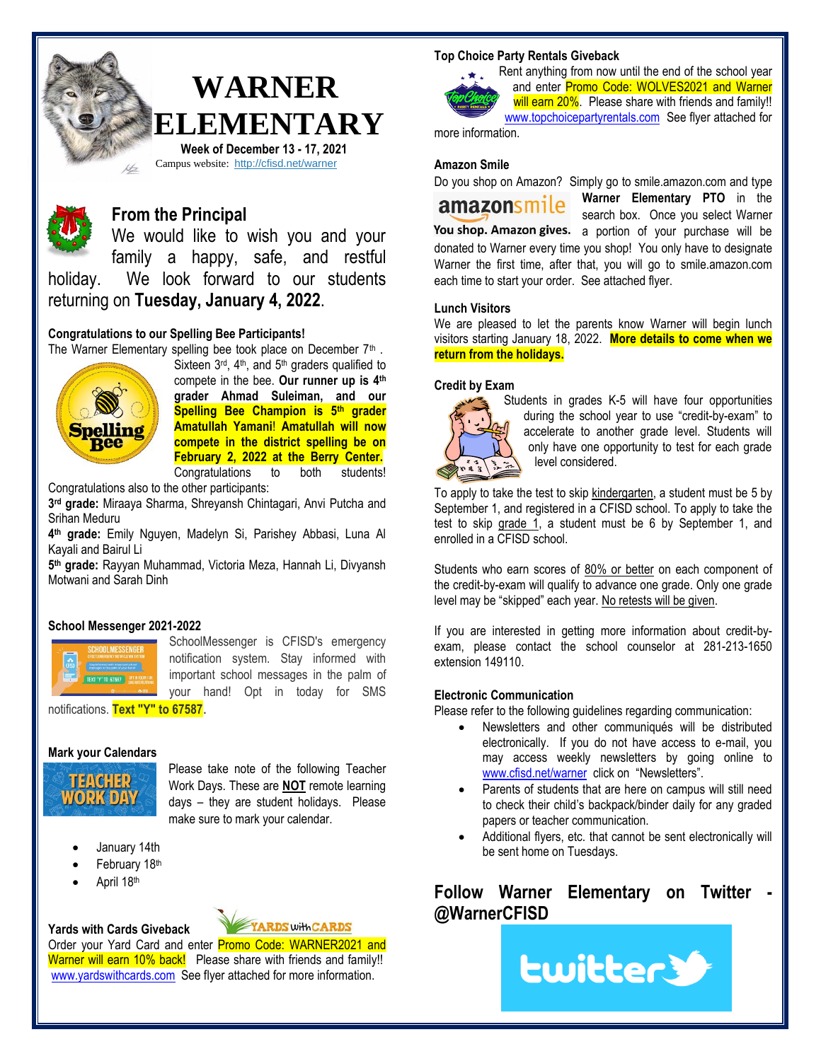# WARNER ELEMENTARY

**Week of December 13 - 17, 2021**

Campus website: http://cfisd.net/warner

## From the Principal

We would like to wish you and your family a happy, safe, and restful holiday. We look forward to our students returning on **Tuesday, January 4, 2022**.

### Congratulations to our Spelling Bee Participants!

The Warner Elementary spelling bee took place on December 7th. Sixteen 3rd, 4th, and 5th graders qualified to compete in the bee. **Our runner up is 4th grader Ahmad Suleiman, and our Spelling Bee Champion is 5th grader Amatullah Yamani! Amatullah will now compete in the district spelling bee on February 2, 2022 at the Berry Center.** Congratulations to both students!

Congratulations also to the other participants:

**3rd grade:** Miraaya Sharma, Shreyansh Chintagari, Anvi Putcha and Srihan Meduru

**4th grade:** Emily Nguyen, Madelyn Si, Parishey Abbasi, Luna Al Kayali and Bairul Li

**5th grade:** Rayyan Muhammad, Victoria Meza, Hannah Li, Divyansh Motwani and Sarah Dinh

### School Messenger 2021-2022

SchoolMessenger is CFISD's emergency notification system. Stay informed with important school messages in the palm of your hand! Opt in today for SMS notifications. **Text "Y" to 67587**.

### Mark your Calendars

Please take note of the following Teacher Work Days. These are **NOT** remote learning days – they are student holidays. Please make sure to mark your calendar.

- January 14th
- February 18th
- April 18th

### Yards with Cards Giveback

Order your Yard Card and enter Promo Code: WARNER2021 and Warner will earn 10% back! Please share with friends and family!! www.yardswithcards.com See flyer attached for more information.

### Top Choice Party Rentals Giveback

Rent anything from now until the end of the school year and enter Promo Code: WOLVES2021 and Warner will earn 20%. Please share with friends and family!! www.topchoicepartyrentals.com See flyer attached for more information.

### Amazon Smile

Do you shop on Amazon? Simply go to smile.amazon.com and type **Warner Elementary PTO** in the search box. Once you select Warner a portion of your purchase will be donated to Warner every time you shop! You only have to designate Warner the first time, after that, you will go to smile.amazon.com each time to start your order. See attached flyer.

### Lunch Visitors

We are pleased to let the parents know Warner will begin lunch visitors starting January 18, 2022. **More details to come when we return from the holidays.**

### Credit by Exam

Students in grades K-5 will have four opportunities during the school year to use "credit-by-exam" to accelerate to another grade level. Students will only have one opportunity to test for each grade level considered.

To apply to take the test to skip kindergarten, a student must be 5 by September 1, and registered in a CFISD school. To apply to take the test to skip grade 1, a student must be 6 by September 1, and enrolled in a CFISD school.

Students who earn scores of 80% or better on each component of the credit-by-exam will qualify to advance one grade. Only one grade level may be "skipped" each year. No retests will be given.

If you are interested in getting more information about credit-by-exam, please contact the school counselor at 281-213-1650 extension 149110.

### Electronic Communication

Please refer to the following guidelines regarding communication:

- Newsletters and other communiqués will be distributed electronically. If you do not have access to e-mail, you may access weekly newsletters by going online to www.cfisd.net/warner click on "Newsletters".
- Parents of students that are here on campus will still need to check their child's backpack/binder daily for any graded papers or teacher communication.
- Additional flyers, etc. that cannot be sent electronically will be sent home on Tuesdays.

## Follow Warner Elementary on Twitter - @WarnerCFISD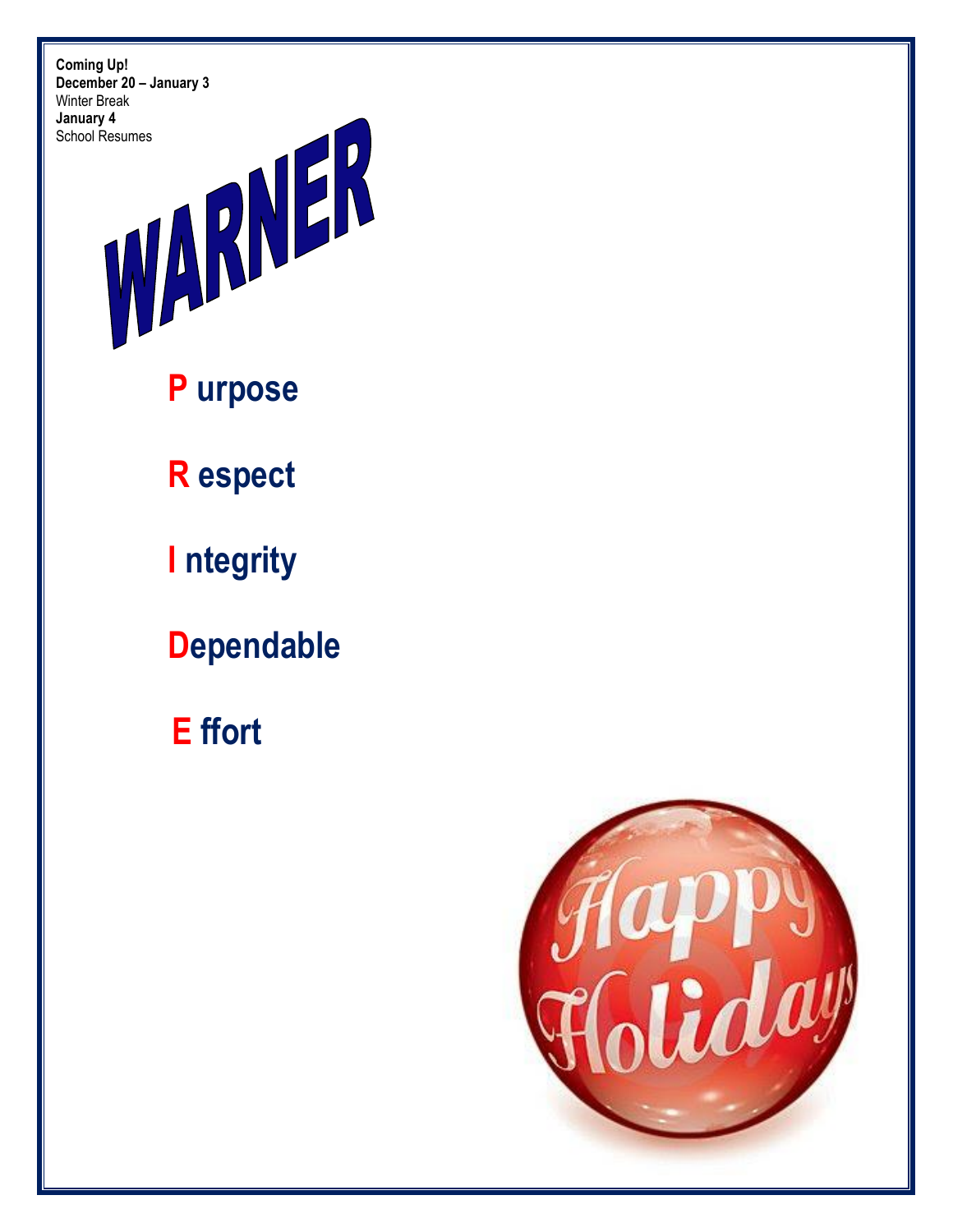**Coming Up!**
**December 20 – January 3**
Winter Break
**January 4**
School Resumes

# WARNER

**P urpose**

**R espect**

**I ntegrity**

**Dependable**

**E ffort**

Happy Holidays